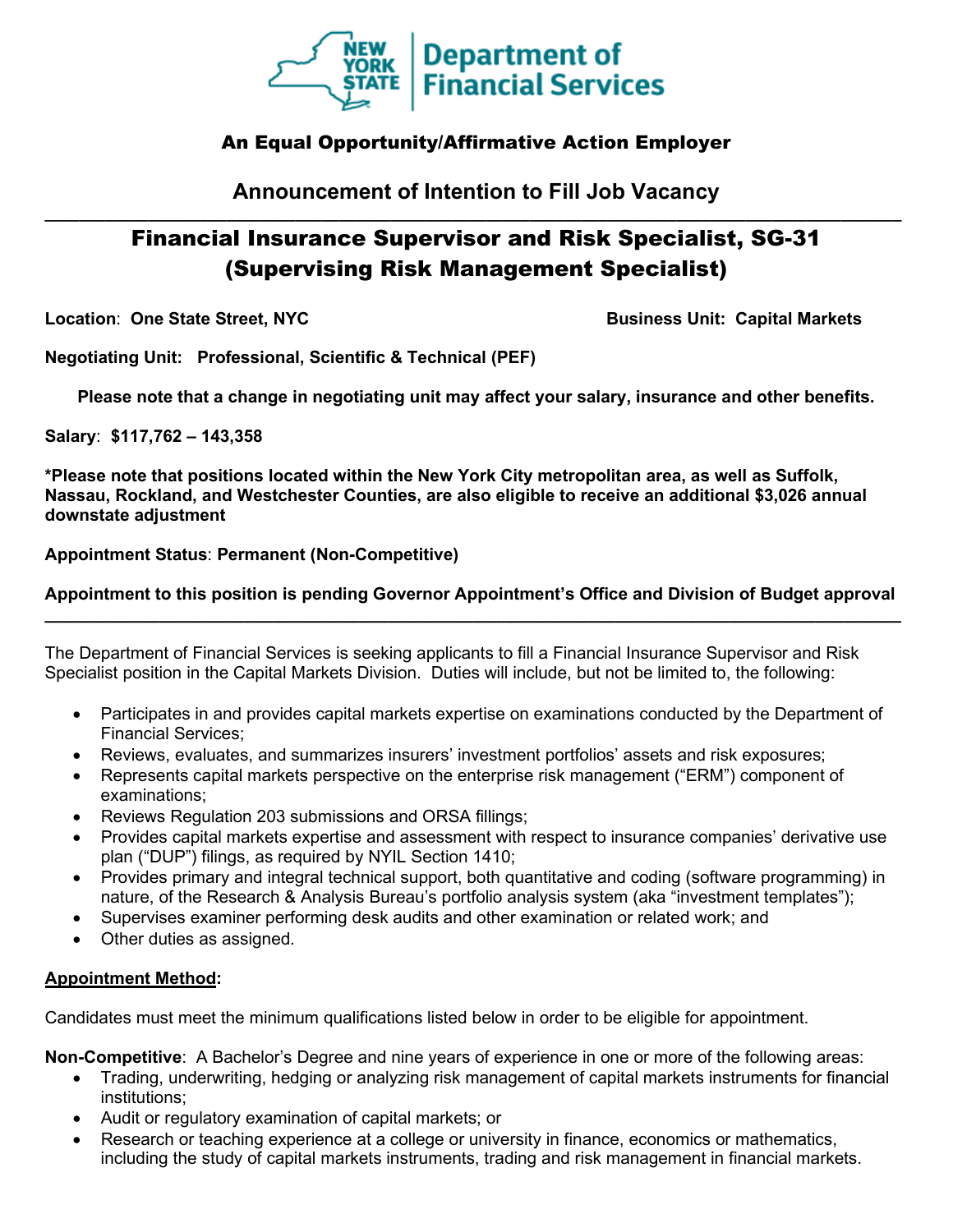**NEW YORK STATE | Department of Financial Services**

**An Equal Opportunity/Affirmative Action Employer**

## Announcement of Intention to Fill Job Vacancy

---

# Financial Insurance Supervisor and Risk Specialist, SG-31 (Supervising Risk Management Specialist)

**Location**: **One State Street, NYC** **Business Unit: Capital Markets**

**Negotiating Unit: Professional, Scientific & Technical (PEF)**

**Please note that a change in negotiating unit may affect your salary, insurance and other benefits.**

**Salary**: **$117,762 – 143,358**

**\*Please note that positions located within the New York City metropolitan area, as well as Suffolk, Nassau, Rockland, and Westchester Counties, are also eligible to receive an additional $3,026 annual downstate adjustment**

**Appointment Status**: **Permanent (Non-Competitive)**

**Appointment to this position is pending Governor Appointment's Office and Division of Budget approval**

---

The Department of Financial Services is seeking applicants to fill a Financial Insurance Supervisor and Risk Specialist position in the Capital Markets Division. Duties will include, but not be limited to, the following:

- Participates in and provides capital markets expertise on examinations conducted by the Department of Financial Services;
- Reviews, evaluates, and summarizes insurers' investment portfolios' assets and risk exposures;
- Represents capital markets perspective on the enterprise risk management ("ERM") component of examinations;
- Reviews Regulation 203 submissions and ORSA fillings;
- Provides capital markets expertise and assessment with respect to insurance companies' derivative use plan ("DUP") filings, as required by NYIL Section 1410;
- Provides primary and integral technical support, both quantitative and coding (software programming) in nature, of the Research & Analysis Bureau's portfolio analysis system (aka "investment templates");
- Supervises examiner performing desk audits and other examination or related work; and
- Other duties as assigned.

**Appointment Method:**

Candidates must meet the minimum qualifications listed below in order to be eligible for appointment.

**Non-Competitive**: A Bachelor's Degree and nine years of experience in one or more of the following areas:

- Trading, underwriting, hedging or analyzing risk management of capital markets instruments for financial institutions;
- Audit or regulatory examination of capital markets; or
- Research or teaching experience at a college or university in finance, economics or mathematics, including the study of capital markets instruments, trading and risk management in financial markets.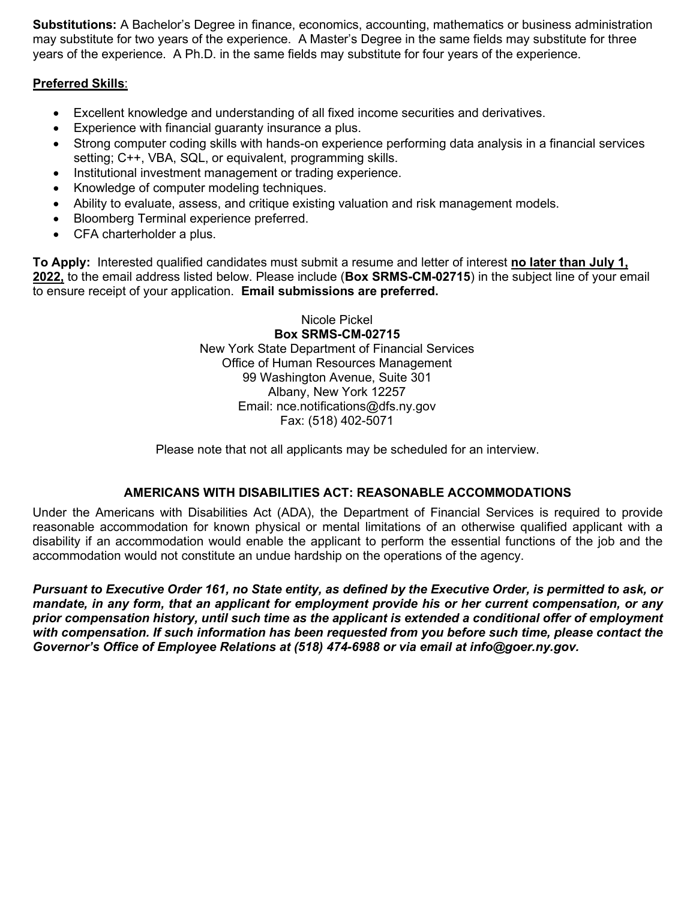**Substitutions:** A Bachelor's Degree in finance, economics, accounting, mathematics or business administration may substitute for two years of the experience. A Master's Degree in the same fields may substitute for three years of the experience. A Ph.D. in the same fields may substitute for four years of the experience.

**Preferred Skills**:

- Excellent knowledge and understanding of all fixed income securities and derivatives.
- Experience with financial guaranty insurance a plus.
- Strong computer coding skills with hands-on experience performing data analysis in a financial services setting; C++, VBA, SQL, or equivalent, programming skills.
- Institutional investment management or trading experience.
- Knowledge of computer modeling techniques.
- Ability to evaluate, assess, and critique existing valuation and risk management models.
- Bloomberg Terminal experience preferred.
- CFA charterholder a plus.

**To Apply:** Interested qualified candidates must submit a resume and letter of interest **no later than July 1, 2022,** to the email address listed below. Please include (**Box SRMS-CM-02715**) in the subject line of your email to ensure receipt of your application. **Email submissions are preferred.**

Nicole Pickel
**Box SRMS-CM-02715**
New York State Department of Financial Services
Office of Human Resources Management
99 Washington Avenue, Suite 301
Albany, New York 12257
Email: nce.notifications@dfs.ny.gov
Fax: (518) 402-5071

Please note that not all applicants may be scheduled for an interview.

**AMERICANS WITH DISABILITIES ACT: REASONABLE ACCOMMODATIONS**

Under the Americans with Disabilities Act (ADA), the Department of Financial Services is required to provide reasonable accommodation for known physical or mental limitations of an otherwise qualified applicant with a disability if an accommodation would enable the applicant to perform the essential functions of the job and the accommodation would not constitute an undue hardship on the operations of the agency.

***Pursuant to Executive Order 161, no State entity, as defined by the Executive Order, is permitted to ask, or mandate, in any form, that an applicant for employment provide his or her current compensation, or any prior compensation history, until such time as the applicant is extended a conditional offer of employment with compensation. If such information has been requested from you before such time, please contact the Governor's Office of Employee Relations at (518) 474-6988 or via email at info@goer.ny.gov.***